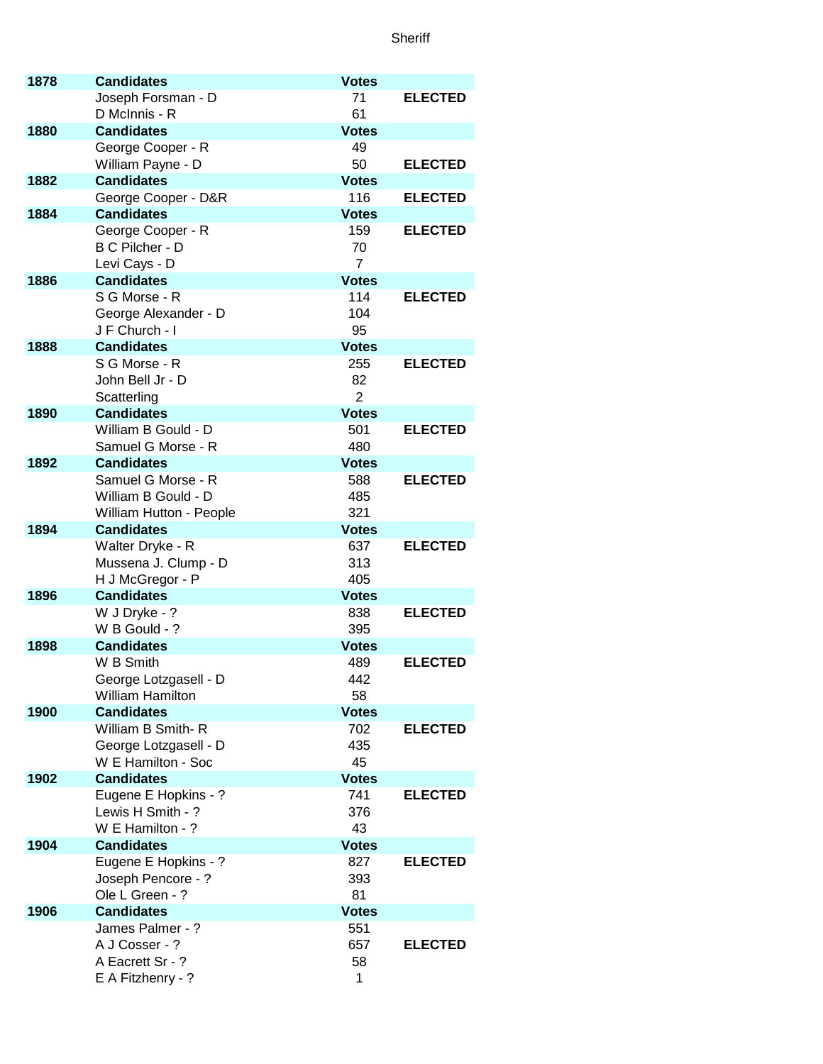# Sheriff

| Year | Candidates | Votes | |
|---|---|---|---|
| **1878** | **Candidates** | **Votes** | |
| | Joseph Forsman - D | 71 | **ELECTED** |
| | D McInnis - R | 61 | |
| **1880** | **Candidates** | **Votes** | |
| | George Cooper - R | 49 | |
| | William Payne - D | 50 | **ELECTED** |
| **1882** | **Candidates** | **Votes** | |
| | George Cooper - D&R | 116 | **ELECTED** |
| **1884** | **Candidates** | **Votes** | |
| | George Cooper - R | 159 | **ELECTED** |
| | B C Pilcher - D | 70 | |
| | Levi Cays - D | 7 | |
| **1886** | **Candidates** | **Votes** | |
| | S G Morse - R | 114 | **ELECTED** |
| | George Alexander - D | 104 | |
| | J F Church - I | 95 | |
| **1888** | **Candidates** | **Votes** | |
| | S G Morse - R | 255 | **ELECTED** |
| | John Bell Jr - D | 82 | |
| | Scatterling | 2 | |
| **1890** | **Candidates** | **Votes** | |
| | William B Gould - D | 501 | **ELECTED** |
| | Samuel G Morse - R | 480 | |
| **1892** | **Candidates** | **Votes** | |
| | Samuel G Morse - R | 588 | **ELECTED** |
| | William B Gould - D | 485 | |
| | William Hutton - People | 321 | |
| **1894** | **Candidates** | **Votes** | |
| | Walter Dryke - R | 637 | **ELECTED** |
| | Mussena J. Clump - D | 313 | |
| | H J McGregor - P | 405 | |
| **1896** | **Candidates** | **Votes** | |
| | W J Dryke - ? | 838 | **ELECTED** |
| | W B Gould - ? | 395 | |
| **1898** | **Candidates** | **Votes** | |
| | W B Smith | 489 | **ELECTED** |
| | George Lotzgasell - D | 442 | |
| | William Hamilton | 58 | |
| **1900** | **Candidates** | **Votes** | |
| | William B Smith- R | 702 | **ELECTED** |
| | George Lotzgasell - D | 435 | |
| | W E Hamilton - Soc | 45 | |
| **1902** | **Candidates** | **Votes** | |
| | Eugene E Hopkins - ? | 741 | **ELECTED** |
| | Lewis H Smith - ? | 376 | |
| | W E Hamilton - ? | 43 | |
| **1904** | **Candidates** | **Votes** | |
| | Eugene E Hopkins - ? | 827 | **ELECTED** |
| | Joseph Pencore - ? | 393 | |
| | Ole L Green - ? | 81 | |
| **1906** | **Candidates** | **Votes** | |
| | James Palmer - ? | 551 | |
| | A J Cosser - ? | 657 | **ELECTED** |
| | A Eacrett Sr - ? | 58 | |
| | E A Fitzhenry - ? | 1 | |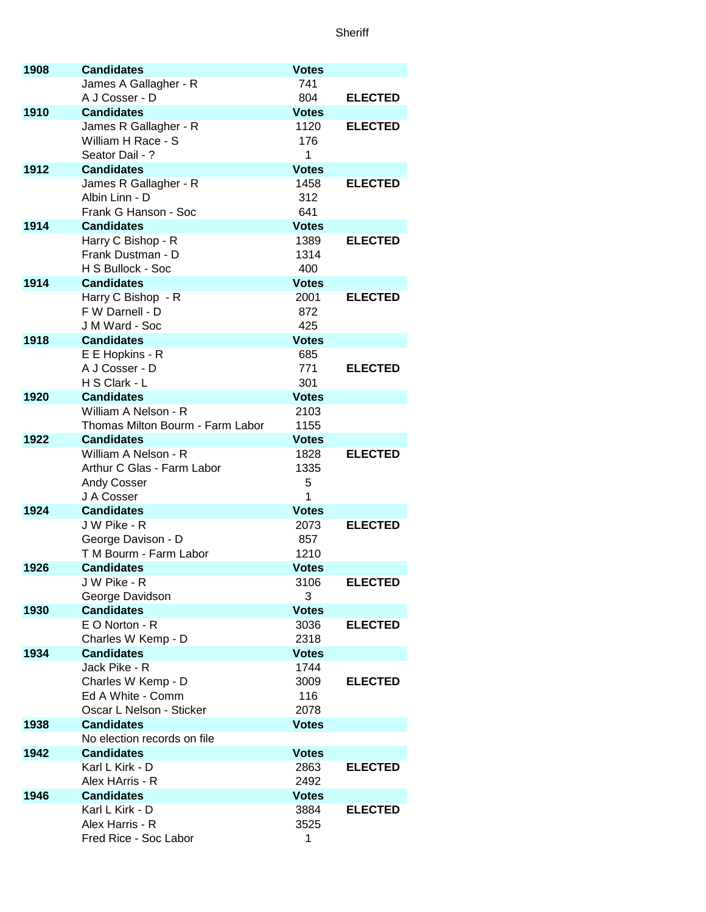# Sheriff

| Year | Candidates | Votes | |
|---|---|---|---|
| **1908** | **Candidates** | **Votes** | |
| | James A Gallagher - R | 741 | |
| | A J Cosser - D | 804 | **ELECTED** |
| **1910** | **Candidates** | **Votes** | |
| | James R Gallagher - R | 1120 | **ELECTED** |
| | William H Race - S | 176 | |
| | Seator Dail - ? | 1 | |
| **1912** | **Candidates** | **Votes** | |
| | James R Gallagher - R | 1458 | **ELECTED** |
| | Albin Linn - D | 312 | |
| | Frank G Hanson - Soc | 641 | |
| **1914** | **Candidates** | **Votes** | |
| | Harry C Bishop - R | 1389 | **ELECTED** |
| | Frank Dustman - D | 1314 | |
| | H S Bullock - Soc | 400 | |
| **1914** | **Candidates** | **Votes** | |
| | Harry C Bishop - R | 2001 | **ELECTED** |
| | F W Darnell - D | 872 | |
| | J M Ward - Soc | 425 | |
| **1918** | **Candidates** | **Votes** | |
| | E E Hopkins - R | 685 | |
| | A J Cosser - D | 771 | **ELECTED** |
| | H S Clark - L | 301 | |
| **1920** | **Candidates** | **Votes** | |
| | William A Nelson - R | 2103 | |
| | Thomas Milton Bourm - Farm Labor | 1155 | |
| **1922** | **Candidates** | **Votes** | |
| | William A Nelson - R | 1828 | **ELECTED** |
| | Arthur C Glas - Farm Labor | 1335 | |
| | Andy Cosser | 5 | |
| | J A Cosser | 1 | |
| **1924** | **Candidates** | **Votes** | |
| | J W Pike - R | 2073 | **ELECTED** |
| | George Davison - D | 857 | |
| | T M Bourm - Farm Labor | 1210 | |
| **1926** | **Candidates** | **Votes** | |
| | J W Pike - R | 3106 | **ELECTED** |
| | George Davidson | 3 | |
| **1930** | **Candidates** | **Votes** | |
| | E O Norton - R | 3036 | **ELECTED** |
| | Charles W Kemp - D | 2318 | |
| **1934** | **Candidates** | **Votes** | |
| | Jack Pike - R | 1744 | |
| | Charles W Kemp - D | 3009 | **ELECTED** |
| | Ed A White - Comm | 116 | |
| | Oscar L Nelson - Sticker | 2078 | |
| **1938** | **Candidates** | **Votes** | |
| | No election records on file | | |
| **1942** | **Candidates** | **Votes** | |
| | Karl L Kirk - D | 2863 | **ELECTED** |
| | Alex HArris - R | 2492 | |
| **1946** | **Candidates** | **Votes** | |
| | Karl L Kirk - D | 3884 | **ELECTED** |
| | Alex Harris - R | 3525 | |
| | Fred Rice - Soc Labor | 1 | |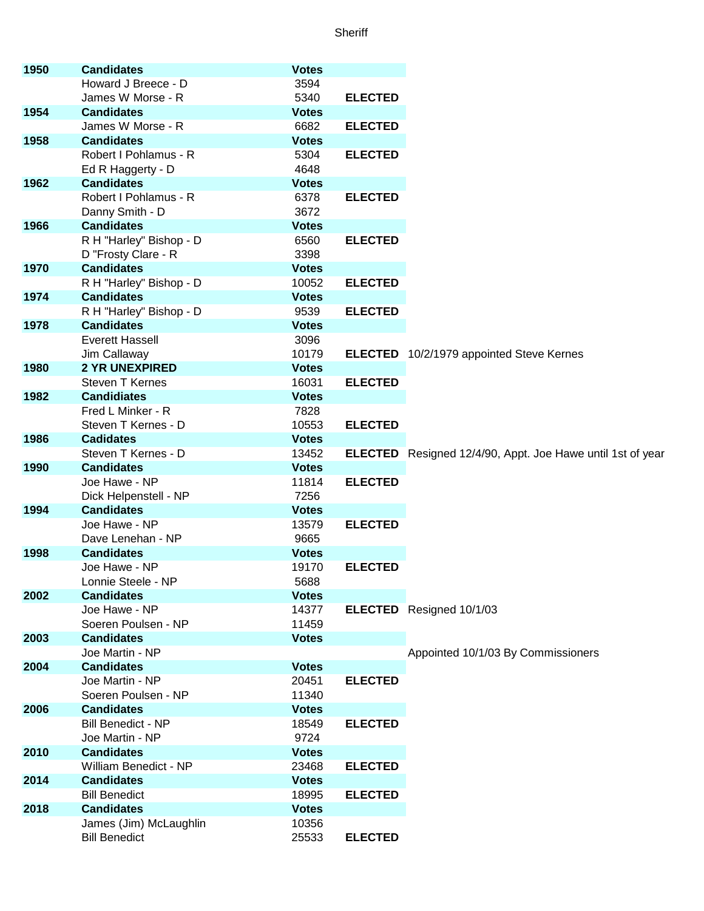Sheriff

| | | | | |
|---|---|---|---|---|
| **1950** | **Candidates** | **Votes** | | |
| | Howard J Breece - D | 3594 | | |
| | James W Morse - R | 5340 | **ELECTED** | |
| **1954** | **Candidates** | **Votes** | | |
| | James W Morse - R | 6682 | **ELECTED** | |
| **1958** | **Candidates** | **Votes** | | |
| | Robert I Pohlamus - R | 5304 | **ELECTED** | |
| | Ed R Haggerty - D | 4648 | | |
| **1962** | **Candidates** | **Votes** | | |
| | Robert I Pohlamus - R | 6378 | **ELECTED** | |
| | Danny Smith - D | 3672 | | |
| **1966** | **Candidates** | **Votes** | | |
| | R H "Harley" Bishop - D | 6560 | **ELECTED** | |
| | D "Frosty Clare - R | 3398 | | |
| **1970** | **Candidates** | **Votes** | | |
| | R H "Harley" Bishop - D | 10052 | **ELECTED** | |
| **1974** | **Candidates** | **Votes** | | |
| | R H "Harley" Bishop - D | 9539 | **ELECTED** | |
| **1978** | **Candidates** | **Votes** | | |
| | Everett Hassell | 3096 | | |
| | Jim Callaway | 10179 | **ELECTED** | 10/2/1979 appointed Steve Kernes |
| **1980** | **2 YR UNEXPIRED** | **Votes** | | |
| | Steven T Kernes | 16031 | **ELECTED** | |
| **1982** | **Candidiates** | **Votes** | | |
| | Fred L Minker - R | 7828 | | |
| | Steven T Kernes - D | 10553 | **ELECTED** | |
| **1986** | **Cadidates** | **Votes** | | |
| | Steven T Kernes - D | 13452 | **ELECTED** | Resigned 12/4/90, Appt. Joe Hawe until 1st of year |
| **1990** | **Candidates** | **Votes** | | |
| | Joe Hawe - NP | 11814 | **ELECTED** | |
| | Dick Helpenstell - NP | 7256 | | |
| **1994** | **Candidates** | **Votes** | | |
| | Joe Hawe - NP | 13579 | **ELECTED** | |
| | Dave Lenehan - NP | 9665 | | |
| **1998** | **Candidates** | **Votes** | | |
| | Joe Hawe - NP | 19170 | **ELECTED** | |
| | Lonnie Steele - NP | 5688 | | |
| **2002** | **Candidates** | **Votes** | | |
| | Joe Hawe - NP | 14377 | **ELECTED** | Resigned 10/1/03 |
| | Soeren Poulsen - NP | 11459 | | |
| **2003** | **Candidates** | **Votes** | | |
| | Joe Martin - NP | | | Appointed 10/1/03 By Commissioners |
| **2004** | **Candidates** | **Votes** | | |
| | Joe Martin - NP | 20451 | **ELECTED** | |
| | Soeren Poulsen - NP | 11340 | | |
| **2006** | **Candidates** | **Votes** | | |
| | Bill Benedict - NP | 18549 | **ELECTED** | |
| | Joe Martin - NP | 9724 | | |
| **2010** | **Candidates** | **Votes** | | |
| | William Benedict - NP | 23468 | **ELECTED** | |
| **2014** | **Candidates** | **Votes** | | |
| | Bill Benedict | 18995 | **ELECTED** | |
| **2018** | **Candidates** | **Votes** | | |
| | James (Jim) McLaughlin | 10356 | | |
| | Bill Benedict | 25533 | **ELECTED** | |